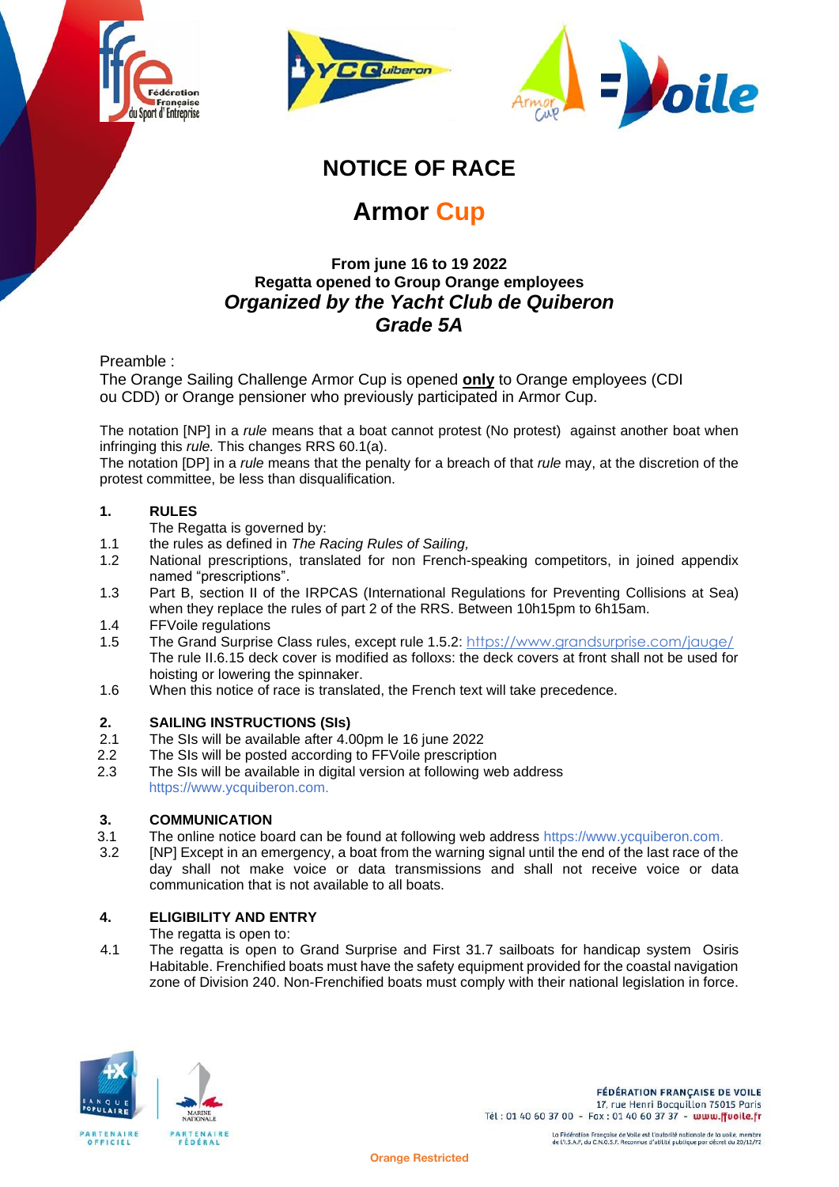# NOTICE OF RACE

# Armor Cup

**From june 16 to 19 2022**
**Regatta opened to Group Orange employees**
***Organized by the Yacht Club de Quiberon***
***Grade 5A***

Preamble :
The Orange Sailing Challenge Armor Cup is opened **only** to Orange employees (CDI ou CDD) or Orange pensioner who previously participated in Armor Cup.

The notation [NP] in a *rule* means that a boat cannot protest (No protest) against another boat when infringing this *rule.* This changes RRS 60.1(a).
The notation [DP] in a *rule* means that the penalty for a breach of that *rule* may, at the discretion of the protest committee, be less than disqualification.

## 1. RULES

The Regatta is governed by:

1.1 the rules as defined in *The Racing Rules of Sailing,*

1.2 National prescriptions, translated for non French-speaking competitors, in joined appendix named "prescriptions".

1.3 Part B, section II of the IRPCAS (International Regulations for Preventing Collisions at Sea) when they replace the rules of part 2 of the RRS. Between 10h15pm to 6h15am.

1.4 FFVoile regulations

1.5 The Grand Surprise Class rules, except rule 1.5.2: https://www.grandsurprise.com/jauge/
The rule II.6.15 deck cover is modified as folloxs: the deck covers at front shall not be used for hoisting or lowering the spinnaker.

1.6 When this notice of race is translated, the French text will take precedence.

## 2. SAILING INSTRUCTIONS (SIs)

2.1 The SIs will be available after 4.00pm le 16 june 2022

2.2 The SIs will be posted according to FFVoile prescription

2.3 The SIs will be available in digital version at following web address https://www.ycquiberon.com.

## 3. COMMUNICATION

3.1 The online notice board can be found at following web address https://www.ycquiberon.com.

3.2 [NP] Except in an emergency, a boat from the warning signal until the end of the last race of the day shall not make voice or data transmissions and shall not receive voice or data communication that is not available to all boats.

## 4. ELIGIBILITY AND ENTRY

The regatta is open to:

4.1 The regatta is open to Grand Surprise and First 31.7 sailboats for handicap system Osiris Habitable. Frenchified boats must have the safety equipment provided for the coastal navigation zone of Division 240. Non-Frenchified boats must comply with their national legislation in force.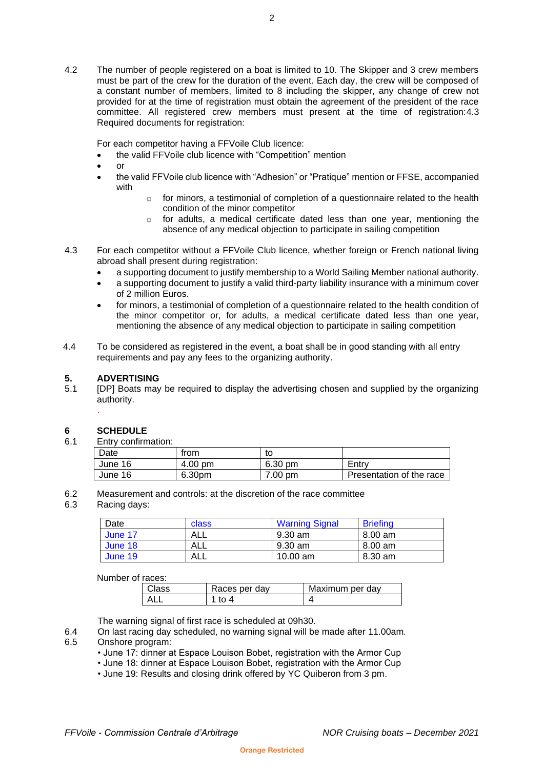4.2 The number of people registered on a boat is limited to 10. The Skipper and 3 crew members must be part of the crew for the duration of the event. Each day, the crew will be composed of a constant number of members, limited to 8 including the skipper, any change of crew not provided for at the time of registration must obtain the agreement of the president of the race committee. All registered crew members must present at the time of registration:4.3 Required documents for registration:

For each competitor having a FFVoile Club licence:

- the valid FFVoile club licence with "Competition" mention
- or
- the valid FFVoile club licence with "Adhesion" or "Pratique" mention or FFSE, accompanied with
    - for minors, a testimonial of completion of a questionnaire related to the health condition of the minor competitor
    - for adults, a medical certificate dated less than one year, mentioning the absence of any medical objection to participate in sailing competition

4.3 For each competitor without a FFVoile Club licence, whether foreign or French national living abroad shall present during registration:

- a supporting document to justify membership to a World Sailing Member national authority.
- a supporting document to justify a valid third-party liability insurance with a minimum cover of 2 million Euros.
- for minors, a testimonial of completion of a questionnaire related to the health condition of the minor competitor or, for adults, a medical certificate dated less than one year, mentioning the absence of any medical objection to participate in sailing competition

4.4 To be considered as registered in the event, a boat shall be in good standing with all entry requirements and pay any fees to the organizing authority.

## 5. ADVERTISING

5.1 [DP] Boats may be required to display the advertising chosen and supplied by the organizing authority.

## 6 SCHEDULE

6.1 Entry confirmation:

| Date | from | to | |
|---|---|---|---|
| June 16 | 4.00 pm | 6.30 pm | Entry |
| June 16 | 6.30pm | 7.00 pm | Presentation of the race |

6.2 Measurement and controls: at the discretion of the race committee

6.3 Racing days:

| Date | class | Warning Signal | Briefing |
|---|---|---|---|
| June 17 | ALL | 9.30 am | 8.00 am |
| June 18 | ALL | 9.30 am | 8.00 am |
| June 19 | ALL | 10.00 am | 8.30 am |

Number of races:

| Class | Races per day | Maximum per day |
|---|---|---|
| ALL | 1 to 4 | 4 |

The warning signal of first race is scheduled at 09h30.

6.4 On last racing day scheduled, no warning signal will be made after 11.00am.

6.5 Onshore program:

- June 17: dinner at Espace Louison Bobet, registration with the Armor Cup
- June 18: dinner at Espace Louison Bobet, registration with the Armor Cup
- June 19: Results and closing drink offered by YC Quiberon from 3 pm.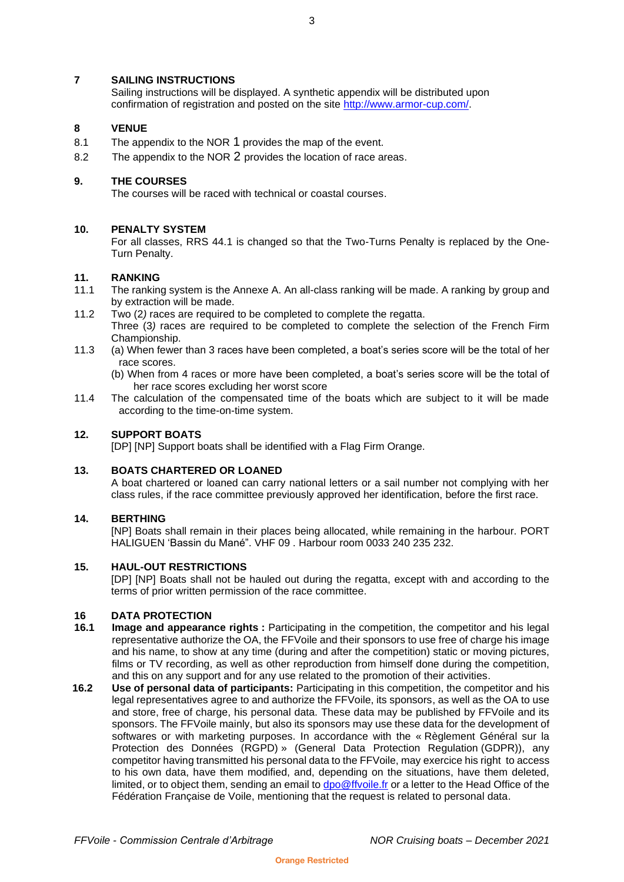## 7 SAILING INSTRUCTIONS

Sailing instructions will be displayed. A synthetic appendix will be distributed upon confirmation of registration and posted on the site http://www.armor-cup.com/.

## 8 VENUE

8.1 The appendix to the NOR 1 provides the map of the event.

8.2 The appendix to the NOR 2 provides the location of race areas.

## 9. THE COURSES

The courses will be raced with technical or coastal courses.

## 10. PENALTY SYSTEM

For all classes, RRS 44.1 is changed so that the Two-Turns Penalty is replaced by the One-Turn Penalty.

## 11. RANKING

11.1 The ranking system is the Annexe A. An all-class ranking will be made. A ranking by group and by extraction will be made.

11.2 Two (2*)* races are required to be completed to complete the regatta.
Three (3*)* races are required to be completed to complete the selection of the French Firm Championship.

11.3 (a) When fewer than 3 races have been completed, a boat's series score will be the total of her race scores.
(b) When from 4 races or more have been completed, a boat's series score will be the total of her race scores excluding her worst score

11.4 The calculation of the compensated time of the boats which are subject to it will be made according to the time-on-time system.

## 12. SUPPORT BOATS

[DP] [NP] Support boats shall be identified with a Flag Firm Orange.

## 13. BOATS CHARTERED OR LOANED

A boat chartered or loaned can carry national letters or a sail number not complying with her class rules, if the race committee previously approved her identification, before the first race.

## 14. BERTHING

[NP] Boats shall remain in their places being allocated, while remaining in the harbour. PORT HALIGUEN 'Bassin du Mané". VHF 09 . Harbour room 0033 240 235 232.

## 15. HAUL-OUT RESTRICTIONS

[DP] [NP] Boats shall not be hauled out during the regatta, except with and according to the terms of prior written permission of the race committee.

## 16 DATA PROTECTION

**16.1** **Image and appearance rights :** Participating in the competition, the competitor and his legal representative authorize the OA, the FFVoile and their sponsors to use free of charge his image and his name, to show at any time (during and after the competition) static or moving pictures, films or TV recording, as well as other reproduction from himself done during the competition, and this on any support and for any use related to the promotion of their activities.

**16.2** **Use of personal data of participants:** Participating in this competition, the competitor and his legal representatives agree to and authorize the FFVoile, its sponsors, as well as the OA to use and store, free of charge, his personal data. These data may be published by FFVoile and its sponsors. The FFVoile mainly, but also its sponsors may use these data for the development of softwares or with marketing purposes. In accordance with the « Règlement Général sur la Protection des Données (RGPD) » (General Data Protection Regulation (GDPR)), any competitor having transmitted his personal data to the FFVoile, may exercice his right to access to his own data, have them modified, and, depending on the situations, have them deleted, limited, or to object them, sending an email to dpo@ffvoile.fr or a letter to the Head Office of the Fédération Française de Voile, mentioning that the request is related to personal data.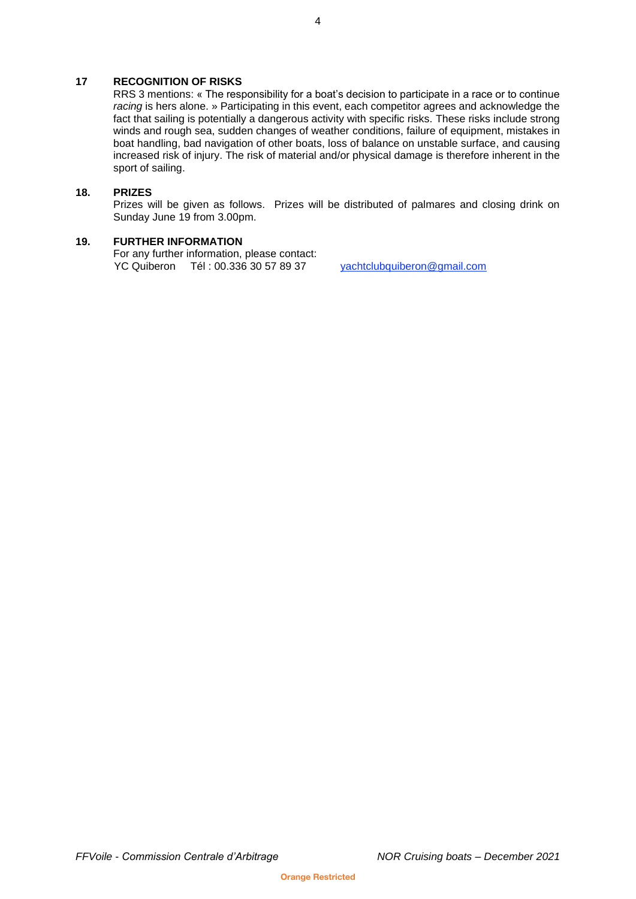## 17 RECOGNITION OF RISKS

RRS 3 mentions: « The responsibility for a boat's decision to participate in a race or to continue *racing* is hers alone. » Participating in this event, each competitor agrees and acknowledge the fact that sailing is potentially a dangerous activity with specific risks. These risks include strong winds and rough sea, sudden changes of weather conditions, failure of equipment, mistakes in boat handling, bad navigation of other boats, loss of balance on unstable surface, and causing increased risk of injury. The risk of material and/or physical damage is therefore inherent in the sport of sailing.

## 18. PRIZES

Prizes will be given as follows. Prizes will be distributed of palmares and closing drink on Sunday June 19 from 3.00pm.

## 19. FURTHER INFORMATION

For any further information, please contact:
YC Quiberon Tél : 00.336 30 57 89 37 yachtclubquiberon@gmail.com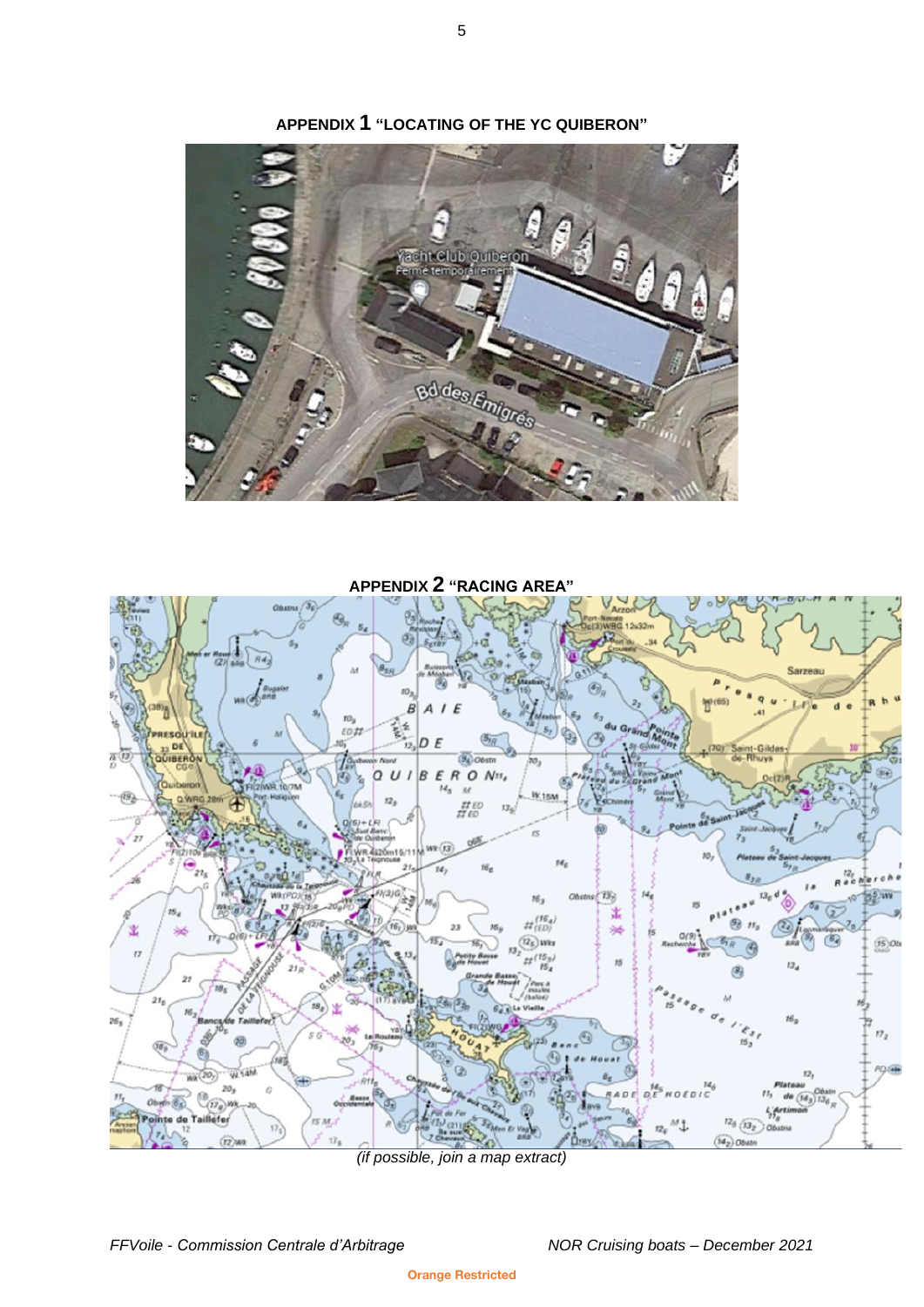## APPENDIX 1 "LOCATING OF THE YC QUIBERON"

## APPENDIX 2 "RACING AREA"

*(if possible, join a map extract)*